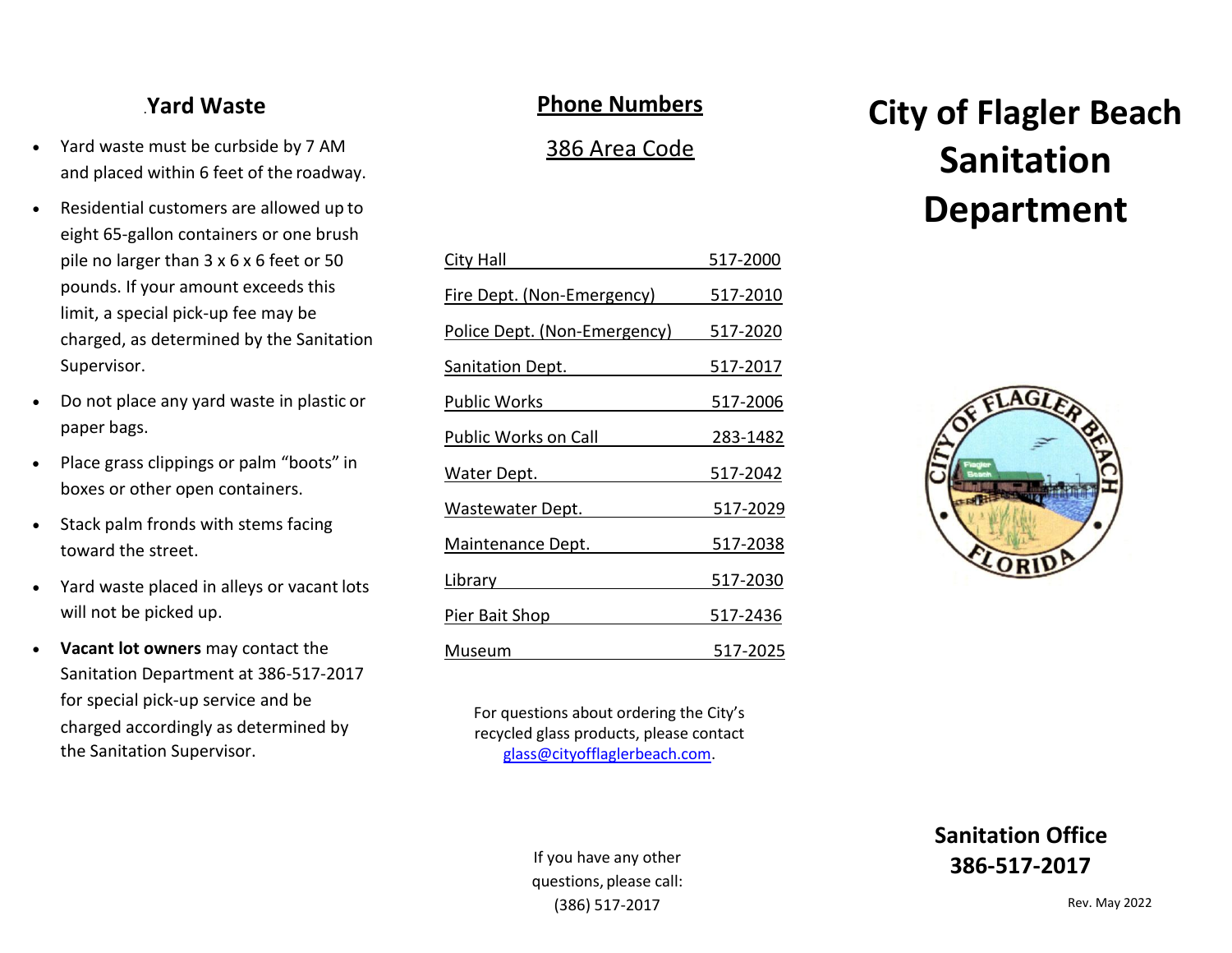## Yard Waste

- Yard waste must be curbside by 7 AM and placed within 6 feet of the roadway.
- Residential customers are allowed up to eight 65-gallon containers or one brush pile no larger than 3 x 6 x 6 feet or 50 pounds. If your amount exceeds this limit, a special pick-up fee may be charged, as determined by the Sanitation Supervisor.
- Do not place any yard waste in plastic or paper bags.
- Place grass clippings or palm "boots" in boxes or other open containers.
- Stack palm fronds with stems facing toward the street.
- Yard waste placed in alleys or vacant lots will not be picked up.
- **Vacant lot owners** may contact the Sanitation Department at 386-517-2017 for special pick-up service and be charged accordingly as determined by the Sanitation Supervisor.

## Phone Numbers

386 Area Code

| | |
|---|---|
| City Hall | 517-2000 |
| Fire Dept. (Non-Emergency) | 517-2010 |
| Police Dept. (Non-Emergency) | 517-2020 |
| Sanitation Dept. | 517-2017 |
| Public Works | 517-2006 |
| Public Works on Call | 283-1482 |
| Water Dept. | 517-2042 |
| Wastewater Dept. | 517-2029 |
| Maintenance Dept. | 517-2038 |
| Library | 517-2030 |
| Pier Bait Shop | 517-2436 |
| Museum | 517-2025 |

For questions about ordering the City's recycled glass products, please contact glass@cityofflaglerbeach.com.

If you have any other questions, please call: (386) 517-2017

# City of Flagler Beach Sanitation Department

**Sanitation Office**
**386-517-2017**

Rev. May 2022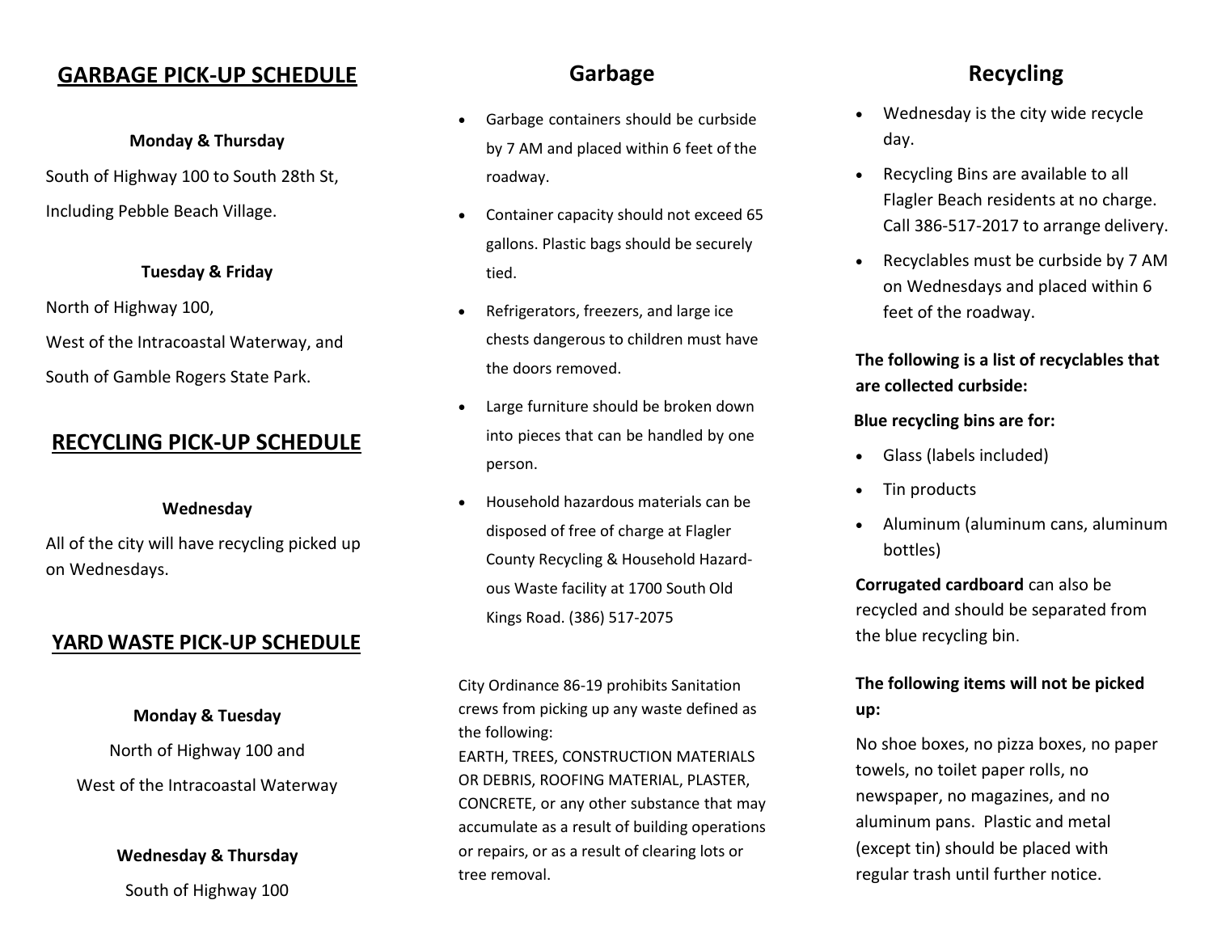## GARBAGE PICK-UP SCHEDULE

**Monday & Thursday**

South of Highway 100 to South 28th St,

Including Pebble Beach Village.

**Tuesday & Friday**

North of Highway 100,

West of the Intracoastal Waterway, and

South of Gamble Rogers State Park.

## RECYCLING PICK-UP SCHEDULE

**Wednesday**

All of the city will have recycling picked up on Wednesdays.

## YARD WASTE PICK-UP SCHEDULE

**Monday & Tuesday**

North of Highway 100 and

West of the Intracoastal Waterway

**Wednesday & Thursday**

South of Highway 100

## Garbage

- Garbage containers should be curbside by 7 AM and placed within 6 feet of the roadway.
- Container capacity should not exceed 65 gallons. Plastic bags should be securely tied.
- Refrigerators, freezers, and large ice chests dangerous to children must have the doors removed.
- Large furniture should be broken down into pieces that can be handled by one person.
- Household hazardous materials can be disposed of free of charge at Flagler County Recycling & Household Hazardous Waste facility at 1700 South Old Kings Road. (386) 517-2075

City Ordinance 86-19 prohibits Sanitation crews from picking up any waste defined as the following:
EARTH, TREES, CONSTRUCTION MATERIALS OR DEBRIS, ROOFING MATERIAL, PLASTER, CONCRETE, or any other substance that may accumulate as a result of building operations or repairs, or as a result of clearing lots or tree removal.

## Recycling

- Wednesday is the city wide recycle day.
- Recycling Bins are available to all Flagler Beach residents at no charge. Call 386-517-2017 to arrange delivery.
- Recyclables must be curbside by 7 AM on Wednesdays and placed within 6 feet of the roadway.

**The following is a list of recyclables that are collected curbside:**

**Blue recycling bins are for:**

- Glass (labels included)
- Tin products
- Aluminum (aluminum cans, aluminum bottles)

**Corrugated cardboard** can also be recycled and should be separated from the blue recycling bin.

**The following items will not be picked up:**

No shoe boxes, no pizza boxes, no paper towels, no toilet paper rolls, no newspaper, no magazines, and no aluminum pans. Plastic and metal (except tin) should be placed with regular trash until further notice.